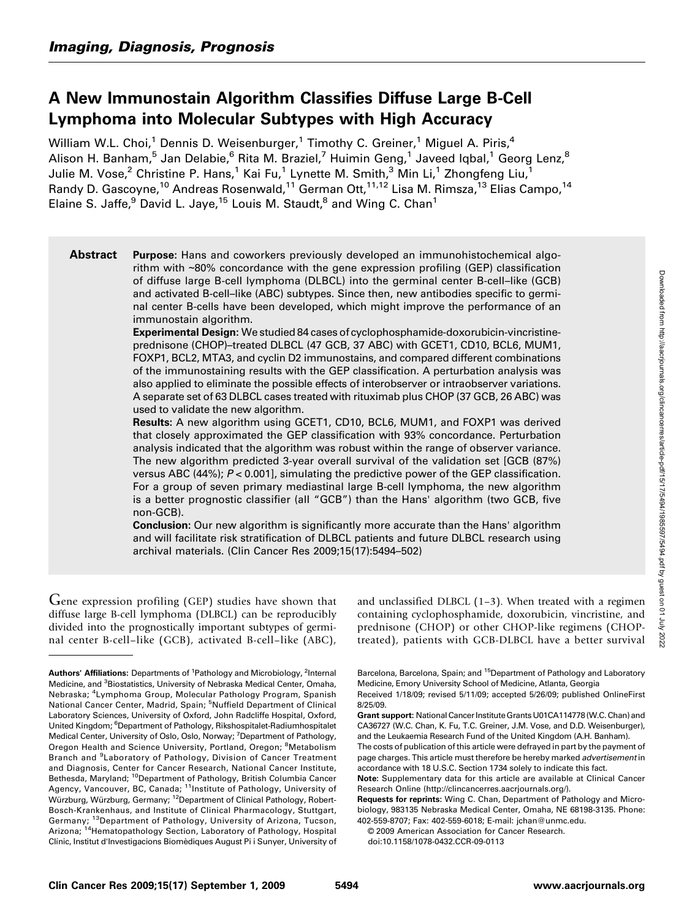*Imaging, Diagnosis, Prognosis*

# A New Immunostain Algorithm Classifies Diffuse Large B-Cell Lymphoma into Molecular Subtypes with High Accuracy

William W.L. Choi,[1] Dennis D. Weisenburger,[1] Timothy C. Greiner,[1] Miguel A. Piris,[4] Alison H. Banham,[5] Jan Delabie,[6] Rita M. Braziel,[7] Huimin Geng,[1] Javeed Iqbal,[1] Georg Lenz,[8] Julie M. Vose,[2] Christine P. Hans,[1] Kai Fu,[1] Lynette M. Smith,[3] Min Li,[1] Zhongfeng Liu,[1] Randy D. Gascoyne,[10] Andreas Rosenwald,[11] German Ott,[11,12] Lisa M. Rimsza,[13] Elias Campo,[14] Elaine S. Jaffe,[9] David L. Jaye,[15] Louis M. Staudt,[8] and Wing C. Chan[1]

**Abstract**

**Purpose:** Hans and coworkers previously developed an immunohistochemical algorithm with ~80% concordance with the gene expression profiling (GEP) classification of diffuse large B-cell lymphoma (DLBCL) into the germinal center B-cell–like (GCB) and activated B-cell–like (ABC) subtypes. Since then, new antibodies specific to germinal center B-cells have been developed, which might improve the performance of an immunostain algorithm.

**Experimental Design:** We studied 84 cases of cyclophosphamide-doxorubicin-vincristine-prednisone (CHOP)–treated DLBCL (47 GCB, 37 ABC) with GCET1, CD10, BCL6, MUM1, FOXP1, BCL2, MTA3, and cyclin D2 immunostains, and compared different combinations of the immunostaining results with the GEP classification. A perturbation analysis was also applied to eliminate the possible effects of interobserver or intraobserver variations. A separate set of 63 DLBCL cases treated with rituximab plus CHOP (37 GCB, 26 ABC) was used to validate the new algorithm.

**Results:** A new algorithm using GCET1, CD10, BCL6, MUM1, and FOXP1 was derived that closely approximated the GEP classification with 93% concordance. Perturbation analysis indicated that the algorithm was robust within the range of observer variance. The new algorithm predicted 3-year overall survival of the validation set [GCB (87%) versus ABC (44%); $P < 0.001$], simulating the predictive power of the GEP classification. For a group of seven primary mediastinal large B-cell lymphoma, the new algorithm is a better prognostic classifier (all "GCB") than the Hans' algorithm (two GCB, five non-GCB).

**Conclusion:** Our new algorithm is significantly more accurate than the Hans' algorithm and will facilitate risk stratification of DLBCL patients and future DLBCL research using archival materials. (Clin Cancer Res 2009;15(17):5494–502)

Gene expression profiling (GEP) studies have shown that diffuse large B-cell lymphoma (DLBCL) can be reproducibly divided into the prognostically important subtypes of germinal center B-cell–like (GCB), activated B-cell–like (ABC), and unclassified DLBCL (1–3). When treated with a regimen containing cyclophosphamide, doxorubicin, vincristine, and prednisone (CHOP) or other CHOP-like regimens (CHOP-treated), patients with GCB-DLBCL have a better survival

---

**Authors' Affiliations:** Departments of [1]Pathology and Microbiology, [2]Internal Medicine, and [3]Biostatistics, University of Nebraska Medical Center, Omaha, Nebraska; [4]Lymphoma Group, Molecular Pathology Program, Spanish National Cancer Center, Madrid, Spain; [5]Nuffield Department of Clinical Laboratory Sciences, University of Oxford, John Radcliffe Hospital, Oxford, United Kingdom; [6]Department of Pathology, Rikshospitalet-Radiumhospitalet Medical Center, University of Oslo, Oslo, Norway; [7]Department of Pathology, Oregon Health and Science University, Portland, Oregon; [8]Metabolism Branch and [9]Laboratory of Pathology, Division of Cancer Treatment and Diagnosis, Center for Cancer Research, National Cancer Institute, Bethesda, Maryland; [10]Department of Pathology, British Columbia Cancer Agency, Vancouver, BC, Canada; [11]Institute of Pathology, University of Würzburg, Würzburg, Germany; [12]Department of Clinical Pathology, Robert-Bosch-Krankenhaus, and Institute of Clinical Pharmacology, Stuttgart, Germany; [13]Department of Pathology, University of Arizona, Tucson, Arizona; [14]Hematopathology Section, Laboratory of Pathology, Hospital Clínic, Institut d'Investigacions Biomèdiques August Pi i Sunyer, University of Barcelona, Barcelona, Spain; and [15]Department of Pathology and Laboratory Medicine, Emory University School of Medicine, Atlanta, Georgia

Received 1/18/09; revised 5/11/09; accepted 5/26/09; published OnlineFirst 8/25/09.

**Grant support:** National Cancer Institute Grants U01CA114778 (W.C. Chan) and CA36727 (W.C. Chan, K. Fu, T.C. Greiner, J.M. Vose, and D.D. Weisenburger), and the Leukaemia Research Fund of the United Kingdom (A.H. Banham).

The costs of publication of this article were defrayed in part by the payment of page charges. This article must therefore be hereby marked *advertisement* in accordance with 18 U.S.C. Section 1734 solely to indicate this fact.

**Note:** Supplementary data for this article are available at Clinical Cancer Research Online (http://clincancerres.aacrjournals.org/).

**Requests for reprints:** Wing C. Chan, Department of Pathology and Microbiology, 983135 Nebraska Medical Center, Omaha, NE 68198-3135. Phone: 402-559-8707; Fax: 402-559-6018; E-mail: jchan@unmc.edu.

© 2009 American Association for Cancer Research.

doi:10.1158/1078-0432.CCR-09-0113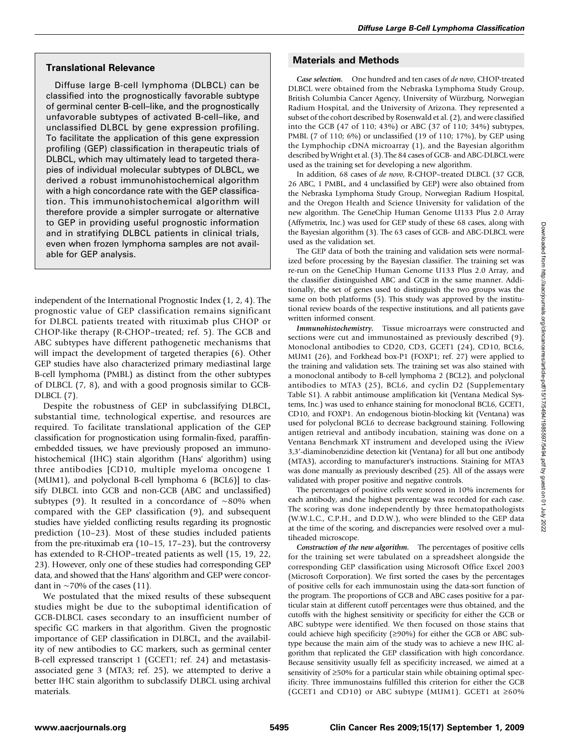## Translational Relevance

Diffuse large B-cell lymphoma (DLBCL) can be classified into the prognostically favorable subtype of germinal center B-cell–like, and the prognostically unfavorable subtypes of activated B-cell–like, and unclassified DLBCL by gene expression profiling. To facilitate the application of this gene expression profiling (GEP) classification in therapeutic trials of DLBCL, which may ultimately lead to targeted therapies of individual molecular subtypes of DLBCL, we derived a robust immunohistochemical algorithm with a high concordance rate with the GEP classification. This immunohistochemical algorithm will therefore provide a simpler surrogate or alternative to GEP in providing useful prognostic information and in stratifying DLBCL patients in clinical trials, even when frozen lymphoma samples are not available for GEP analysis.

independent of the International Prognostic Index (1, 2, 4). The prognostic value of GEP classification remains significant for DLBCL patients treated with rituximab plus CHOP or CHOP-like therapy (R-CHOP–treated; ref. 5). The GCB and ABC subtypes have different pathogenetic mechanisms that will impact the development of targeted therapies (6). Other GEP studies have also characterized primary mediastinal large B-cell lymphoma (PMBL) as distinct from the other subtypes of DLBCL (7, 8), and with a good prognosis similar to GCB-DLBCL (7).

Despite the robustness of GEP in subclassifying DLBCL, substantial time, technological expertise, and resources are required. To facilitate translational application of the GEP classification for prognostication using formalin-fixed, paraffin-embedded tissues, we have previously proposed an immunohistochemical (IHC) stain algorithm (Hans' algorithm) using three antibodies [CD10, multiple myeloma oncogene 1 (MUM1), and polyclonal B-cell lymphoma 6 (BCL6)] to classify DLBCL into GCB and non-GCB (ABC and unclassified) subtypes (9). It resulted in a concordance of ~80% when compared with the GEP classification (9), and subsequent studies have yielded conflicting results regarding its prognostic prediction (10–23). Most of these studies included patients from the pre-rituximab era (10–15, 17–23), but the controversy has extended to R-CHOP–treated patients as well (15, 19, 22, 23). However, only one of these studies had corresponding GEP data, and showed that the Hans' algorithm and GEP were concordant in ~70% of the cases (11).

We postulated that the mixed results of these subsequent studies might be due to the suboptimal identification of GCB-DLBCL cases secondary to an insufficient number of specific GC markers in that algorithm. Given the prognostic importance of GEP classification in DLBCL, and the availability of new antibodies to GC markers, such as germinal center B-cell expressed transcript 1 (GCET1; ref. 24) and metastasis-associated gene 3 (MTA3; ref. 25), we attempted to derive a better IHC stain algorithm to subclassify DLBCL using archival materials.

## Materials and Methods

***Case selection.*** One hundred and ten cases of *de novo*, CHOP-treated DLBCL were obtained from the Nebraska Lymphoma Study Group, British Columbia Cancer Agency, University of Würzburg, Norwegian Radium Hospital, and the University of Arizona. They represented a subset of the cohort described by Rosenwald et al. (2), and were classified into the GCB (47 of 110; 43%) or ABC (37 of 110; 34%) subtypes, PMBL (7 of 110; 6%) or unclassified (19 of 110; 17%), by GEP using the Lymphochip cDNA microarray (1), and the Bayesian algorithm described by Wright et al. (3). The 84 cases of GCB- and ABC-DLBCL were used as the training set for developing a new algorithm.

In addition, 68 cases of *de novo*, R-CHOP–treated DLBCL (37 GCB, 26 ABC, 1 PMBL, and 4 unclassified by GEP) were also obtained from the Nebraska Lymphoma Study Group, Norwegian Radium Hospital, and the Oregon Health and Science University for validation of the new algorithm. The GeneChip Human Genome U133 Plus 2.0 Array (Affymetrix, Inc.) was used for GEP study of these 68 cases, along with the Bayesian algorithm (3). The 63 cases of GCB- and ABC-DLBCL were used as the validation set.

The GEP data of both the training and validation sets were normalized before processing by the Bayesian classifier. The training set was re-run on the GeneChip Human Genome U133 Plus 2.0 Array, and the classifier distinguished ABC and GCB in the same manner. Additionally, the set of genes used to distinguish the two groups was the same on both platforms (5). This study was approved by the institutional review boards of the respective institutions, and all patients gave written informed consent.

***Immunohistochemistry.*** Tissue microarrays were constructed and sections were cut and immunostained as previously described (9). Monoclonal antibodies to CD20, CD3, GCET1 (24), CD10, BCL6, MUM1 (26), and Forkhead box-P1 (FOXP1; ref. 27) were applied to the training and validation sets. The training set was also stained with a monoclonal antibody to B-cell lymphoma 2 (BCL2), and polyclonal antibodies to MTA3 (25), BCL6, and cyclin D2 (Supplementary Table S1). A rabbit antimouse amplification kit (Ventana Medical Systems, Inc.) was used to enhance staining for monoclonal BCL6, GCET1, CD10, and FOXP1. An endogenous biotin-blocking kit (Ventana) was used for polyclonal BCL6 to decrease background staining. Following antigen retrieval and antibody incubation, staining was done on a Ventana Benchmark XT instrument and developed using the iView 3,3′-diaminobenzidine detection kit (Ventana) for all but one antibody (MTA3), according to manufacturer's instructions. Staining for MTA3 was done manually as previously described (25). All of the assays were validated with proper positive and negative controls.

The percentages of positive cells were scored in 10% increments for each antibody, and the highest percentage was recorded for each case. The scoring was done independently by three hematopathologists (W.W.L.C., C.P.H., and D.D.W.), who were blinded to the GEP data at the time of the scoring, and discrepancies were resolved over a multiheaded microscope.

***Construction of the new algorithm.*** The percentages of positive cells for the training set were tabulated on a spreadsheet alongside the corresponding GEP classification using Microsoft Office Excel 2003 (Microsoft Corporation). We first sorted the cases by the percentages of positive cells for each immunostain using the data-sort function of the program. The proportions of GCB and ABC cases positive for a particular stain at different cutoff percentages were thus obtained, and the cutoffs with the highest sensitivity or specificity for either the GCB or ABC subtype were identified. We then focused on those stains that could achieve high specificity (≥90%) for either the GCB or ABC subtype because the main aim of the study was to achieve a new IHC algorithm that replicated the GEP classification with high concordance. Because sensitivity usually fell as specificity increased, we aimed at a sensitivity of ≥50% for a particular stain while obtaining optimal specificity. Three immunostains fulfilled this criterion for either the GCB (GCET1 and CD10) or ABC subtype (MUM1). GCET1 at ≥60%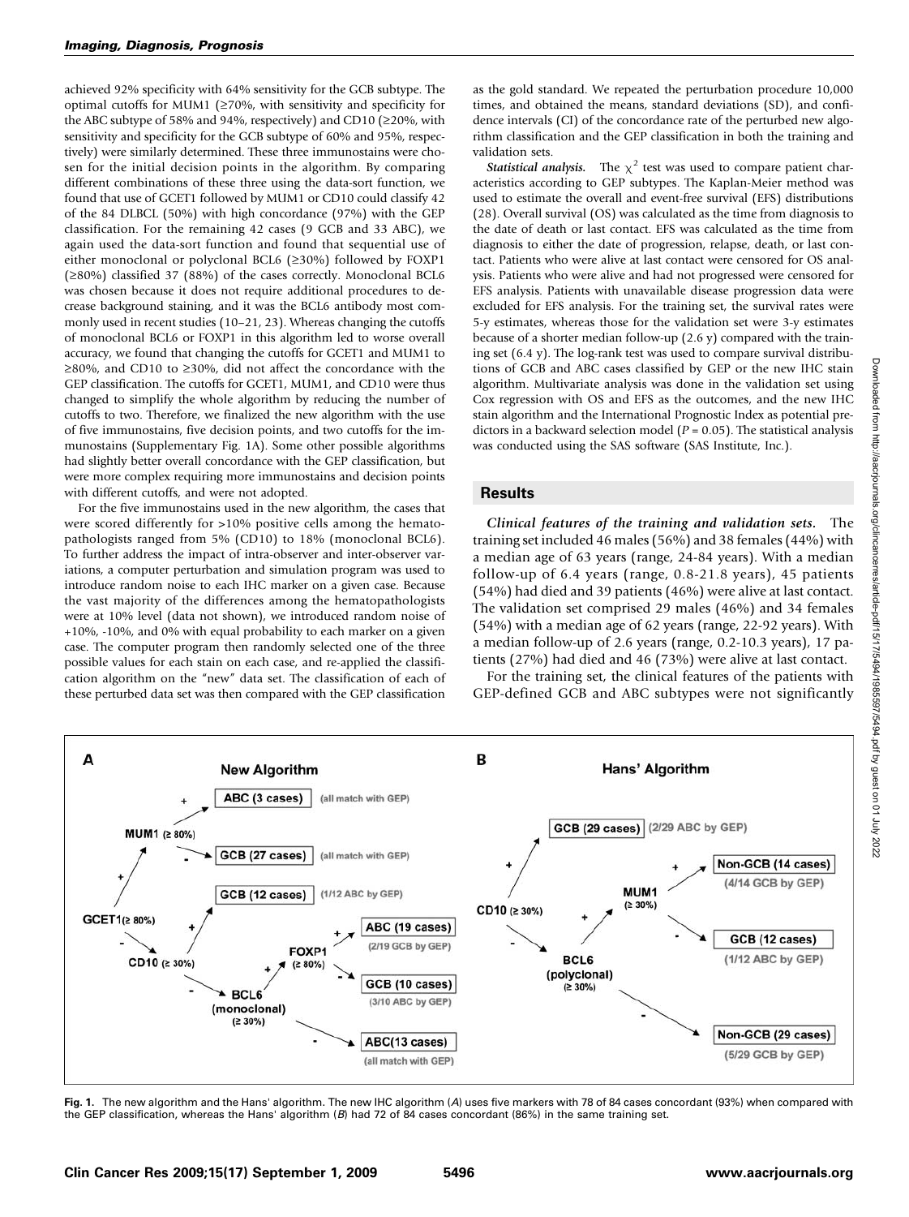achieved 92% specificity with 64% sensitivity for the GCB subtype. The optimal cutoffs for MUM1 (≥70%, with sensitivity and specificity for the ABC subtype of 58% and 94%, respectively) and CD10 (≥20%, with sensitivity and specificity for the GCB subtype of 60% and 95%, respectively) were similarly determined. These three immunostains were chosen for the initial decision points in the algorithm. By comparing different combinations of these three using the data-sort function, we found that use of GCET1 followed by MUM1 or CD10 could classify 42 of the 84 DLBCL (50%) with high concordance (97%) with the GEP classification. For the remaining 42 cases (9 GCB and 33 ABC), we again used the data-sort function and found that sequential use of either monoclonal or polyclonal BCL6 (≥30%) followed by FOXP1 (≥80%) classified 37 (88%) of the cases correctly. Monoclonal BCL6 was chosen because it does not require additional procedures to decrease background staining, and it was the BCL6 antibody most commonly used in recent studies (10–21, 23). Whereas changing the cutoffs of monoclonal BCL6 or FOXP1 in this algorithm led to worse overall accuracy, we found that changing the cutoffs for GCET1 and MUM1 to ≥80%, and CD10 to ≥30%, did not affect the concordance with the GEP classification. The cutoffs for GCET1, MUM1, and CD10 were thus changed to simplify the whole algorithm by reducing the number of cutoffs to two. Therefore, we finalized the new algorithm with the use of five immunostains, five decision points, and two cutoffs for the immunostains (Supplementary Fig. 1A). Some other possible algorithms had slightly better overall concordance with the GEP classification, but were more complex requiring more immunostains and decision points with different cutoffs, and were not adopted.

For the five immunostains used in the new algorithm, the cases that were scored differently for >10% positive cells among the hematopathologists ranged from 5% (CD10) to 18% (monoclonal BCL6). To further address the impact of intra-observer and inter-observer variations, a computer perturbation and simulation program was used to introduce random noise to each IHC marker on a given case. Because the vast majority of the differences among the hematopathologists were at 10% level (data not shown), we introduced random noise of +10%, -10%, and 0% with equal probability to each marker on a given case. The computer program then randomly selected one of the three possible values for each stain on each case, and re-applied the classification algorithm on the "new" data set. The classification of each of these perturbed data set was then compared with the GEP classification as the gold standard. We repeated the perturbation procedure 10,000 times, and obtained the means, standard deviations (SD), and confidence intervals (CI) of the concordance rate of the perturbed new algorithm classification and the GEP classification in both the training and validation sets.

***Statistical analysis.*** The $\chi^2$ test was used to compare patient characteristics according to GEP subtypes. The Kaplan-Meier method was used to estimate the overall and event-free survival (EFS) distributions (28). Overall survival (OS) was calculated as the time from diagnosis to the date of death or last contact. EFS was calculated as the time from diagnosis to either the date of progression, relapse, death, or last contact. Patients who were alive at last contact were censored for OS analysis. Patients who were alive and had not progressed were censored for EFS analysis. Patients with unavailable disease progression data were excluded for EFS analysis. For the training set, the survival rates were 5-y estimates, whereas those for the validation set were 3-y estimates because of a shorter median follow-up (2.6 y) compared with the training set (6.4 y). The log-rank test was used to compare survival distributions of GCB and ABC cases classified by GEP or the new IHC stain algorithm. Multivariate analysis was done in the validation set using Cox regression with OS and EFS as the outcomes, and the new IHC stain algorithm and the International Prognostic Index as potential predictors in a backward selection model ($P = 0.05$). The statistical analysis was conducted using the SAS software (SAS Institute, Inc.).

## Results

***Clinical features of the training and validation sets.*** The training set included 46 males (56%) and 38 females (44%) with a median age of 63 years (range, 24-84 years). With a median follow-up of 6.4 years (range, 0.8-21.8 years), 45 patients (54%) had died and 39 patients (46%) were alive at last contact. The validation set comprised 29 males (46%) and 34 females (54%) with a median age of 62 years (range, 22-92 years). With a median follow-up of 2.6 years (range, 0.2-10.3 years), 17 patients (27%) had died and 46 (73%) were alive at last contact.

For the training set, the clinical features of the patients with GEP-defined GCB and ABC subtypes were not significantly

**A — New Algorithm**

- GCET1 (≥ 80%) +
  - MUM1 (≥ 80%) + → ABC (3 cases) (all match with GEP)
  - MUM1 (≥ 80%) − → GCB (27 cases) (all match with GEP)
- GCET1 (≥ 80%) −
  - CD10 (≥ 30%) + → GCB (12 cases) (1/12 ABC by GEP)
  - CD10 (≥ 30%) −
    - BCL6 (monoclonal) (≥ 30%) +
      - FOXP1 (≥ 80%) + → ABC (19 cases) (2/19 GCB by GEP)
      - FOXP1 (≥ 80%) − → GCB (10 cases) (3/10 ABC by GEP)
    - BCL6 (monoclonal) (≥ 30%) − → ABC (13 cases) (all match with GEP)

**B — Hans' Algorithm**

- CD10 (≥ 30%) + → GCB (29 cases) (2/29 ABC by GEP)
- CD10 (≥ 30%) −
  - BCL6 (polyclonal) (≥ 30%) +
    - MUM1 (≥ 30%) + → Non-GCB (14 cases) (4/14 GCB by GEP)
    - MUM1 (≥ 30%) − → GCB (12 cases) (1/12 ABC by GEP)
  - BCL6 (polyclonal) (≥ 30%) − → Non-GCB (29 cases) (5/29 GCB by GEP)

**Fig. 1.** The new algorithm and the Hans' algorithm. The new IHC algorithm (*A*) uses five markers with 78 of 84 cases concordant (93%) when compared with the GEP classification, whereas the Hans' algorithm (*B*) had 72 of 84 cases concordant (86%) in the same training set.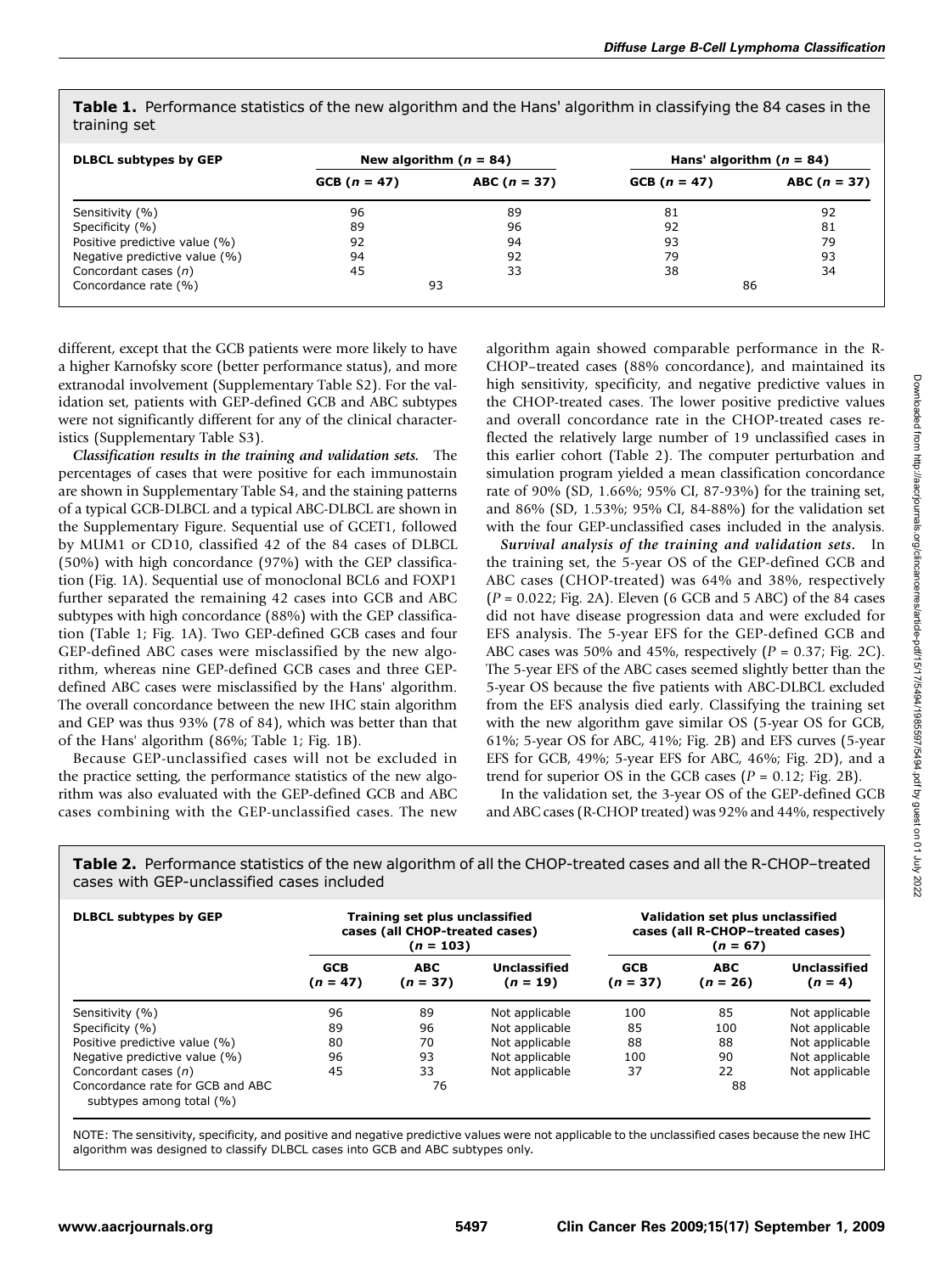**Table 1.** Performance statistics of the new algorithm and the Hans' algorithm in classifying the 84 cases in the training set

| DLBCL subtypes by GEP | New algorithm ($n$ = 84) | | Hans' algorithm ($n$ = 84) | |
|---|---|---|---|---|
| | GCB ($n$ = 47) | ABC ($n$ = 37) | GCB ($n$ = 47) | ABC ($n$ = 37) |
| Sensitivity (%) | 96 | 89 | 81 | 92 |
| Specificity (%) | 89 | 96 | 92 | 81 |
| Positive predictive value (%) | 92 | 94 | 93 | 79 |
| Negative predictive value (%) | 94 | 92 | 79 | 93 |
| Concordant cases ($n$) | 45 | 33 | 38 | 34 |
| Concordance rate (%) | 93 | | 86 | |

different, except that the GCB patients were more likely to have a higher Karnofsky score (better performance status), and more extranodal involvement (Supplementary Table S2). For the validation set, patients with GEP-defined GCB and ABC subtypes were not significantly different for any of the clinical characteristics (Supplementary Table S3).

***Classification results in the training and validation sets.*** The percentages of cases that were positive for each immunostain are shown in Supplementary Table S4, and the staining patterns of a typical GCB-DLBCL and a typical ABC-DLBCL are shown in the Supplementary Figure. Sequential use of GCET1, followed by MUM1 or CD10, classified 42 of the 84 cases of DLBCL (50%) with high concordance (97%) with the GEP classification (Fig. 1A). Sequential use of monoclonal BCL6 and FOXP1 further separated the remaining 42 cases into GCB and ABC subtypes with high concordance (88%) with the GEP classification (Table 1; Fig. 1A). Two GEP-defined GCB cases and four GEP-defined ABC cases were misclassified by the new algorithm, whereas nine GEP-defined GCB cases and three GEP-defined ABC cases were misclassified by the Hans' algorithm. The overall concordance between the new IHC stain algorithm and GEP was thus 93% (78 of 84), which was better than that of the Hans' algorithm (86%; Table 1; Fig. 1B).

Because GEP-unclassified cases will not be excluded in the practice setting, the performance statistics of the new algorithm was also evaluated with the GEP-defined GCB and ABC cases combining with the GEP-unclassified cases. The new algorithm again showed comparable performance in the R-CHOP–treated cases (88% concordance), and maintained its high sensitivity, specificity, and negative predictive values in the CHOP-treated cases. The lower positive predictive values and overall concordance rate in the CHOP-treated cases reflected the relatively large number of 19 unclassified cases in this earlier cohort (Table 2). The computer perturbation and simulation program yielded a mean classification concordance rate of 90% (SD, 1.66%; 95% CI, 87-93%) for the training set, and 86% (SD, 1.53%; 95% CI, 84-88%) for the validation set with the four GEP-unclassified cases included in the analysis.

***Survival analysis of the training and validation sets.*** In the training set, the 5-year OS of the GEP-defined GCB and ABC cases (CHOP-treated) was 64% and 38%, respectively ($P$ = 0.022; Fig. 2A). Eleven (6 GCB and 5 ABC) of the 84 cases did not have disease progression data and were excluded for EFS analysis. The 5-year EFS for the GEP-defined GCB and ABC cases was 50% and 45%, respectively ($P$ = 0.37; Fig. 2C). The 5-year EFS of the ABC cases seemed slightly better than the 5-year OS because the five patients with ABC-DLBCL excluded from the EFS analysis died early. Classifying the training set with the new algorithm gave similar OS (5-year OS for GCB, 61%; 5-year OS for ABC, 41%; Fig. 2B) and EFS curves (5-year EFS for GCB, 49%; 5-year EFS for ABC, 46%; Fig. 2D), and a trend for superior OS in the GCB cases ($P$ = 0.12; Fig. 2B).

In the validation set, the 3-year OS of the GEP-defined GCB and ABC cases (R-CHOP treated) was 92% and 44%, respectively

**Table 2.** Performance statistics of the new algorithm of all the CHOP-treated cases and all the R-CHOP–treated cases with GEP-unclassified cases included

| DLBCL subtypes by GEP | Training set plus unclassified cases (all CHOP-treated cases) ($n$ = 103) | | | Validation set plus unclassified cases (all R-CHOP–treated cases) ($n$ = 67) | | |
|---|---|---|---|---|---|---|
| | GCB ($n$ = 47) | ABC ($n$ = 37) | Unclassified ($n$ = 19) | GCB ($n$ = 37) | ABC ($n$ = 26) | Unclassified ($n$ = 4) |
| Sensitivity (%) | 96 | 89 | Not applicable | 100 | 85 | Not applicable |
| Specificity (%) | 89 | 96 | Not applicable | 85 | 100 | Not applicable |
| Positive predictive value (%) | 80 | 70 | Not applicable | 88 | 88 | Not applicable |
| Negative predictive value (%) | 96 | 93 | Not applicable | 100 | 90 | Not applicable |
| Concordant cases ($n$) | 45 | 33 | Not applicable | 37 | 22 | Not applicable |
| Concordance rate for GCB and ABC subtypes among total (%) | 76 | | | 88 | | |

NOTE: The sensitivity, specificity, and positive and negative predictive values were not applicable to the unclassified cases because the new IHC algorithm was designed to classify DLBCL cases into GCB and ABC subtypes only.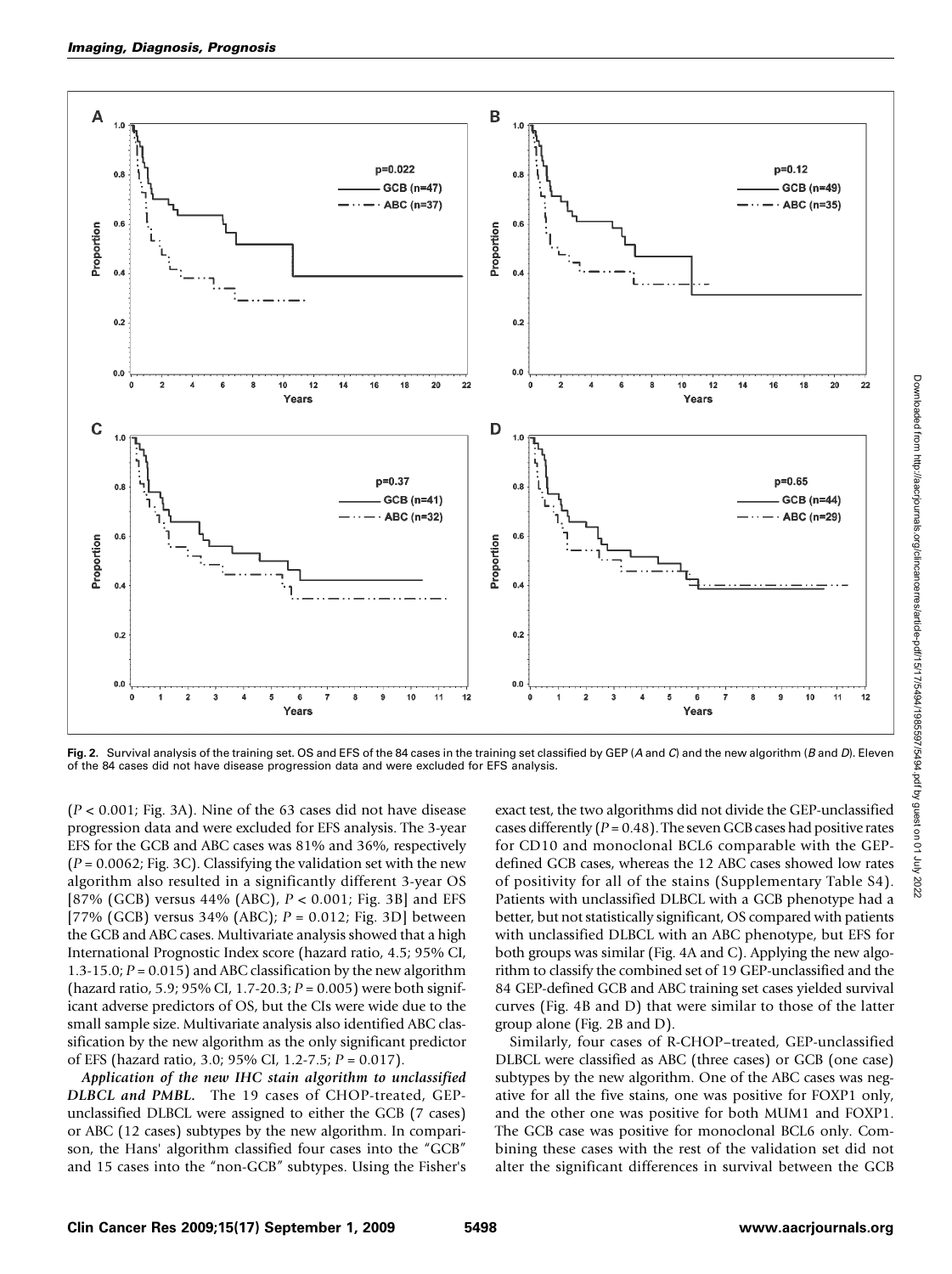**Fig. 2.** Survival analysis of the training set. OS and EFS of the 84 cases in the training set classified by GEP (*A* and *C*) and the new algorithm (*B* and *D*). Eleven of the 84 cases did not have disease progression data and were excluded for EFS analysis.

($P < 0.001$; Fig. 3A). Nine of the 63 cases did not have disease progression data and were excluded for EFS analysis. The 3-year EFS for the GCB and ABC cases was 81% and 36%, respectively ($P = 0.0062$; Fig. 3C). Classifying the validation set with the new algorithm also resulted in a significantly different 3-year OS [87% (GCB) versus 44% (ABC), $P < 0.001$; Fig. 3B] and EFS [77% (GCB) versus 34% (ABC); $P = 0.012$; Fig. 3D] between the GCB and ABC cases. Multivariate analysis showed that a high International Prognostic Index score (hazard ratio, 4.5; 95% CI, 1.3-15.0; $P = 0.015$) and ABC classification by the new algorithm (hazard ratio, 5.9; 95% CI, 1.7-20.3; $P = 0.005$) were both significant adverse predictors of OS, but the CIs were wide due to the small sample size. Multivariate analysis also identified ABC classification by the new algorithm as the only significant predictor of EFS (hazard ratio, 3.0; 95% CI, 1.2-7.5; $P = 0.017$).

***Application of the new IHC stain algorithm to unclassified DLBCL and PMBL.*** The 19 cases of CHOP-treated, GEP-unclassified DLBCL were assigned to either the GCB (7 cases) or ABC (12 cases) subtypes by the new algorithm. In comparison, the Hans' algorithm classified four cases into the "GCB" and 15 cases into the "non-GCB" subtypes. Using the Fisher's exact test, the two algorithms did not divide the GEP-unclassified cases differently ($P = 0.48$). The seven GCB cases had positive rates for CD10 and monoclonal BCL6 comparable with the GEP-defined GCB cases, whereas the 12 ABC cases showed low rates of positivity for all of the stains (Supplementary Table S4). Patients with unclassified DLBCL with a GCB phenotype had a better, but not statistically significant, OS compared with patients with unclassified DLBCL with an ABC phenotype, but EFS for both groups was similar (Fig. 4A and C). Applying the new algorithm to classify the combined set of 19 GEP-unclassified and the 84 GEP-defined GCB and ABC training set cases yielded survival curves (Fig. 4B and D) that were similar to those of the latter group alone (Fig. 2B and D).

Similarly, four cases of R-CHOP–treated, GEP-unclassified DLBCL were classified as ABC (three cases) or GCB (one case) subtypes by the new algorithm. One of the ABC cases was negative for all the five stains, one was positive for FOXP1 only, and the other one was positive for both MUM1 and FOXP1. The GCB case was positive for monoclonal BCL6 only. Combining these cases with the rest of the validation set did not alter the significant differences in survival between the GCB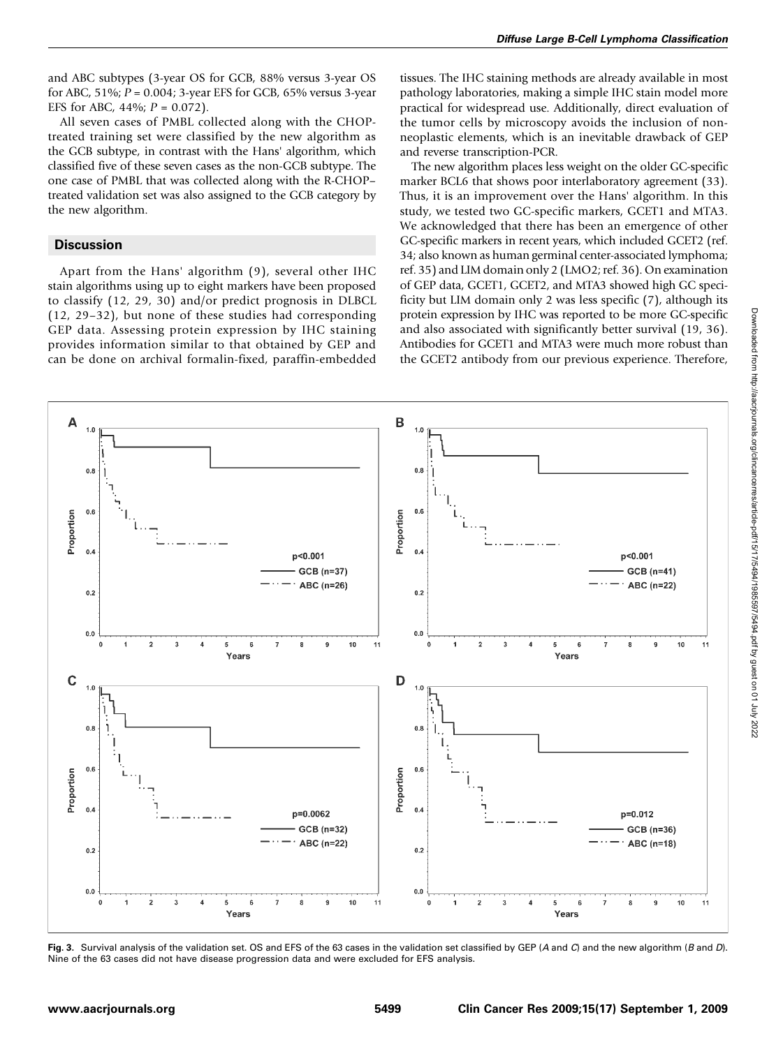and ABC subtypes (3-year OS for GCB, 88% versus 3-year OS for ABC, 51%; $P = 0.004$; 3-year EFS for GCB, 65% versus 3-year EFS for ABC, 44%; $P = 0.072$).

All seven cases of PMBL collected along with the CHOP-treated training set were classified by the new algorithm as the GCB subtype, in contrast with the Hans' algorithm, which classified five of these seven cases as the non-GCB subtype. The one case of PMBL that was collected along with the R-CHOP–treated validation set was also assigned to the GCB category by the new algorithm.

## Discussion

Apart from the Hans' algorithm (9), several other IHC stain algorithms using up to eight markers have been proposed to classify (12, 29, 30) and/or predict prognosis in DLBCL (12, 29–32), but none of these studies had corresponding GEP data. Assessing protein expression by IHC staining provides information similar to that obtained by GEP and can be done on archival formalin-fixed, paraffin-embedded tissues. The IHC staining methods are already available in most pathology laboratories, making a simple IHC stain model more practical for widespread use. Additionally, direct evaluation of the tumor cells by microscopy avoids the inclusion of non-neoplastic elements, which is an inevitable drawback of GEP and reverse transcription-PCR.

The new algorithm places less weight on the older GC-specific marker BCL6 that shows poor interlaboratory agreement (33). Thus, it is an improvement over the Hans' algorithm. In this study, we tested two GC-specific markers, GCET1 and MTA3. We acknowledged that there has been an emergence of other GC-specific markers in recent years, which included GCET2 (ref. 34; also known as human germinal center-associated lymphoma; ref. 35) and LIM domain only 2 (LMO2; ref. 36). On examination of GEP data, GCET1, GCET2, and MTA3 showed high GC specificity but LIM domain only 2 was less specific (7), although its protein expression by IHC was reported to be more GC-specific and also associated with significantly better survival (19, 36). Antibodies for GCET1 and MTA3 were much more robust than the GCET2 antibody from our previous experience. Therefore,

**Fig. 3.** Survival analysis of the validation set. OS and EFS of the 63 cases in the validation set classified by GEP (*A* and *C*) and the new algorithm (*B* and *D*). Nine of the 63 cases did not have disease progression data and were excluded for EFS analysis.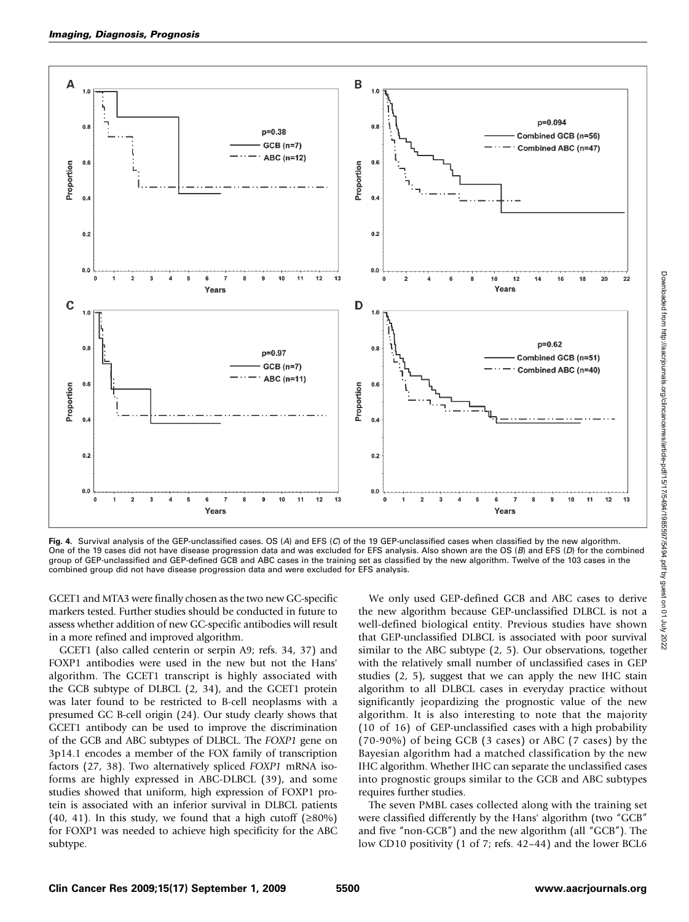**Fig. 4.** Survival analysis of the GEP-unclassified cases. OS (*A*) and EFS (*C*) of the 19 GEP-unclassified cases when classified by the new algorithm. One of the 19 cases did not have disease progression data and was excluded for EFS analysis. Also shown are the OS (*B*) and EFS (*D*) for the combined group of GEP-unclassified and GEP-defined GCB and ABC cases in the training set as classified by the new algorithm. Twelve of the 103 cases in the combined group did not have disease progression data and were excluded for EFS analysis.

GCET1 and MTA3 were finally chosen as the two new GC-specific markers tested. Further studies should be conducted in future to assess whether addition of new GC-specific antibodies will result in a more refined and improved algorithm.

GCET1 (also called centerin or serpin A9; refs. 34, 37) and FOXP1 antibodies were used in the new but not the Hans' algorithm. The GCET1 transcript is highly associated with the GCB subtype of DLBCL (2, 34), and the GCET1 protein was later found to be restricted to B-cell neoplasms with a presumed GC B-cell origin (24). Our study clearly shows that GCET1 antibody can be used to improve the discrimination of the GCB and ABC subtypes of DLBCL. The *FOXP1* gene on 3p14.1 encodes a member of the FOX family of transcription factors (27, 38). Two alternatively spliced *FOXP1* mRNA isoforms are highly expressed in ABC-DLBCL (39), and some studies showed that uniform, high expression of FOXP1 protein is associated with an inferior survival in DLBCL patients (40, 41). In this study, we found that a high cutoff (≥80%) for FOXP1 was needed to achieve high specificity for the ABC subtype.

We only used GEP-defined GCB and ABC cases to derive the new algorithm because GEP-unclassified DLBCL is not a well-defined biological entity. Previous studies have shown that GEP-unclassified DLBCL is associated with poor survival similar to the ABC subtype (2, 5). Our observations, together with the relatively small number of unclassified cases in GEP studies (2, 5), suggest that we can apply the new IHC stain algorithm to all DLBCL cases in everyday practice without significantly jeopardizing the prognostic value of the new algorithm. It is also interesting to note that the majority (10 of 16) of GEP-unclassified cases with a high probability (70-90%) of being GCB (3 cases) or ABC (7 cases) by the Bayesian algorithm had a matched classification by the new IHC algorithm. Whether IHC can separate the unclassified cases into prognostic groups similar to the GCB and ABC subtypes requires further studies.

The seven PMBL cases collected along with the training set were classified differently by the Hans' algorithm (two "GCB" and five "non-GCB") and the new algorithm (all "GCB"). The low CD10 positivity (1 of 7; refs. 42–44) and the lower BCL6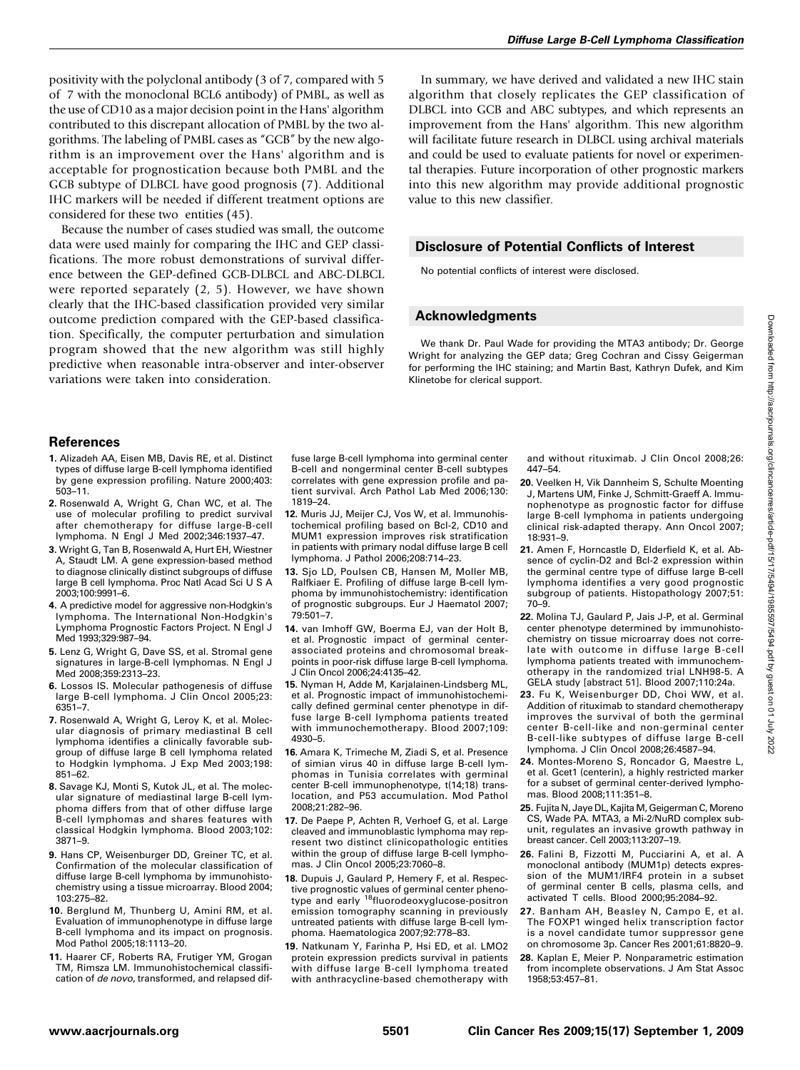positivity with the polyclonal antibody (3 of 7, compared with 5 of 7 with the monoclonal BCL6 antibody) of PMBL, as well as the use of CD10 as a major decision point in the Hans' algorithm contributed to this discrepant allocation of PMBL by the two algorithms. The labeling of PMBL cases as "GCB" by the new algorithm is an improvement over the Hans' algorithm and is acceptable for prognostication because both PMBL and the GCB subtype of DLBCL have good prognosis (7). Additional IHC markers will be needed if different treatment options are considered for these two entities (45).

Because the number of cases studied was small, the outcome data were used mainly for comparing the IHC and GEP classifications. The more robust demonstrations of survival difference between the GEP-defined GCB-DLBCL and ABC-DLBCL were reported separately (2, 5). However, we have shown clearly that the IHC-based classification provided very similar outcome prediction compared with the GEP-based classification. Specifically, the computer perturbation and simulation program showed that the new algorithm was still highly predictive when reasonable intra-observer and inter-observer variations were taken into consideration.

In summary, we have derived and validated a new IHC stain algorithm that closely replicates the GEP classification of DLBCL into GCB and ABC subtypes, and which represents an improvement from the Hans' algorithm. This new algorithm will facilitate future research in DLBCL using archival materials and could be used to evaluate patients for novel or experimental therapies. Future incorporation of other prognostic markers into this new algorithm may provide additional prognostic value to this new classifier.

## Disclosure of Potential Conflicts of Interest

No potential conflicts of interest were disclosed.

## Acknowledgments

We thank Dr. Paul Wade for providing the MTA3 antibody; Dr. George Wright for analyzing the GEP data; Greg Cochran and Cissy Geigerman for performing the IHC staining; and Martin Bast, Kathryn Dufek, and Kim Klinetobe for clerical support.

## References

1. Alizadeh AA, Eisen MB, Davis RE, et al. Distinct types of diffuse large B-cell lymphoma identified by gene expression profiling. Nature 2000;403:503–11.
2. Rosenwald A, Wright G, Chan WC, et al. The use of molecular profiling to predict survival after chemotherapy for diffuse large-B-cell lymphoma. N Engl J Med 2002;346:1937–47.
3. Wright G, Tan B, Rosenwald A, Hurt EH, Wiestner A, Staudt LM. A gene expression-based method to diagnose clinically distinct subgroups of diffuse large B cell lymphoma. Proc Natl Acad Sci U S A 2003;100:9991–6.
4. A predictive model for aggressive non-Hodgkin's lymphoma. The International Non-Hodgkin's Lymphoma Prognostic Factors Project. N Engl J Med 1993;329:987–94.
5. Lenz G, Wright G, Dave SS, et al. Stromal gene signatures in large-B-cell lymphomas. N Engl J Med 2008;359:2313–23.
6. Lossos IS. Molecular pathogenesis of diffuse large B-cell lymphoma. J Clin Oncol 2005;23:6351–7.
7. Rosenwald A, Wright G, Leroy K, et al. Molecular diagnosis of primary mediastinal B cell lymphoma identifies a clinically favorable subgroup of diffuse large B cell lymphoma related to Hodgkin lymphoma. J Exp Med 2003;198:851–62.
8. Savage KJ, Monti S, Kutok JL, et al. The molecular signature of mediastinal large B-cell lymphoma differs from that of other diffuse large B-cell lymphomas and shares features with classical Hodgkin lymphoma. Blood 2003;102:3871–9.
9. Hans CP, Weisenburger DD, Greiner TC, et al. Confirmation of the molecular classification of diffuse large B-cell lymphoma by immunohistochemistry using a tissue microarray. Blood 2004;103:275–82.
10. Berglund M, Thunberg U, Amini RM, et al. Evaluation of immunophenotype in diffuse large B-cell lymphoma and its impact on prognosis. Mod Pathol 2005;18:1113–20.
11. Haarer CF, Roberts RA, Frutiger YM, Grogan TM, Rimsza LM. Immunohistochemical classification of *de novo*, transformed, and relapsed diffuse large B-cell lymphoma into germinal center B-cell and nongerminal center B-cell subtypes correlates with gene expression profile and patient survival. Arch Pathol Lab Med 2006;130:1819–24.
12. Muris JJ, Meijer CJ, Vos W, et al. Immunohistochemical profiling based on Bcl-2, CD10 and MUM1 expression improves risk stratification in patients with primary nodal diffuse large B cell lymphoma. J Pathol 2006;208:714–23.
13. Sjo LD, Poulsen CB, Hansen M, Moller MB, Ralfkiaer E. Profiling of diffuse large B-cell lymphoma by immunohistochemistry: identification of prognostic subgroups. Eur J Haematol 2007;79:501–7.
14. van Imhoff GW, Boerma EJ, van der Holt B, et al. Prognostic impact of germinal center-associated proteins and chromosomal breakpoints in poor-risk diffuse large B-cell lymphoma. J Clin Oncol 2006;24:4135–42.
15. Nyman H, Adde M, Karjalainen-Lindsberg ML, et al. Prognostic impact of immunohistochemically defined germinal center phenotype in diffuse large B-cell lymphoma patients treated with immunochemotherapy. Blood 2007;109:4930–5.
16. Amara K, Trimeche M, Ziadi S, et al. Presence of simian virus 40 in diffuse large B-cell lymphomas in Tunisia correlates with germinal center B-cell immunophenotype, t(14;18) translocation, and P53 accumulation. Mod Pathol 2008;21:282–96.
17. De Paepe P, Achten R, Verhoef G, et al. Large cleaved and immunoblastic lymphoma may represent two distinct clinicopathologic entities within the group of diffuse large B-cell lymphomas. J Clin Oncol 2005;23:7060–8.
18. Dupuis J, Gaulard P, Hemery F, et al. Respective prognostic values of germinal center phenotype and early [18]fluorodeoxyglucose-positron emission tomography scanning in previously untreated patients with diffuse large B-cell lymphoma. Haematologica 2007;92:778–83.
19. Natkunam Y, Farinha P, Hsi ED, et al. LMO2 protein expression predicts survival in patients with diffuse large B-cell lymphoma treated with anthracycline-based chemotherapy with and without rituximab. J Clin Oncol 2008;26:447–54.
20. Veelken H, Vik Dannheim S, Schulte Moenting J, Martens UM, Finke J, Schmitt-Graeff A. Immunophenotype as prognostic factor for diffuse large B-cell lymphoma in patients undergoing clinical risk-adapted therapy. Ann Oncol 2007;18:931–9.
21. Amen F, Horncastle D, Elderfield K, et al. Absence of cyclin-D2 and Bcl-2 expression within the germinal centre type of diffuse large B-cell lymphoma identifies a very good prognostic subgroup of patients. Histopathology 2007;51:70–9.
22. Molina TJ, Gaulard P, Jais J-P, et al. Germinal center phenotype determined by immunohistochemistry on tissue microarray does not correlate with outcome in diffuse large B-cell lymphoma patients treated with immunochemotherapy in the randomized trial LNH98-5. A GELA study [abstract 51]. Blood 2007;110:24a.
23. Fu K, Weisenburger DD, Choi WW, et al. Addition of rituximab to standard chemotherapy improves the survival of both the germinal center B-cell-like and non-germinal center B-cell-like subtypes of diffuse large B-cell lymphoma. J Clin Oncol 2008;26:4587–94.
24. Montes-Moreno S, Roncador G, Maestre L, et al. Gcet1 (centerin), a highly restricted marker for a subset of germinal center-derived lymphomas. Blood 2008;111:351–8.
25. Fujita N, Jaye DL, Kajita M, Geigerman C, Moreno CS, Wade PA. MTA3, a Mi-2/NuRD complex subunit, regulates an invasive growth pathway in breast cancer. Cell 2003;113:207–19.
26. Falini B, Fizzotti M, Pucciarini A, et al. A monoclonal antibody (MUM1p) detects expression of the MUM1/IRF4 protein in a subset of germinal center B cells, plasma cells, and activated T cells. Blood 2000;95:2084–92.
27. Banham AH, Beasley N, Campo E, et al. The FOXP1 winged helix transcription factor is a novel candidate tumor suppressor gene on chromosome 3p. Cancer Res 2001;61:8820–9.
28. Kaplan E, Meier P. Nonparametric estimation from incomplete observations. J Am Stat Assoc 1958;53:457–81.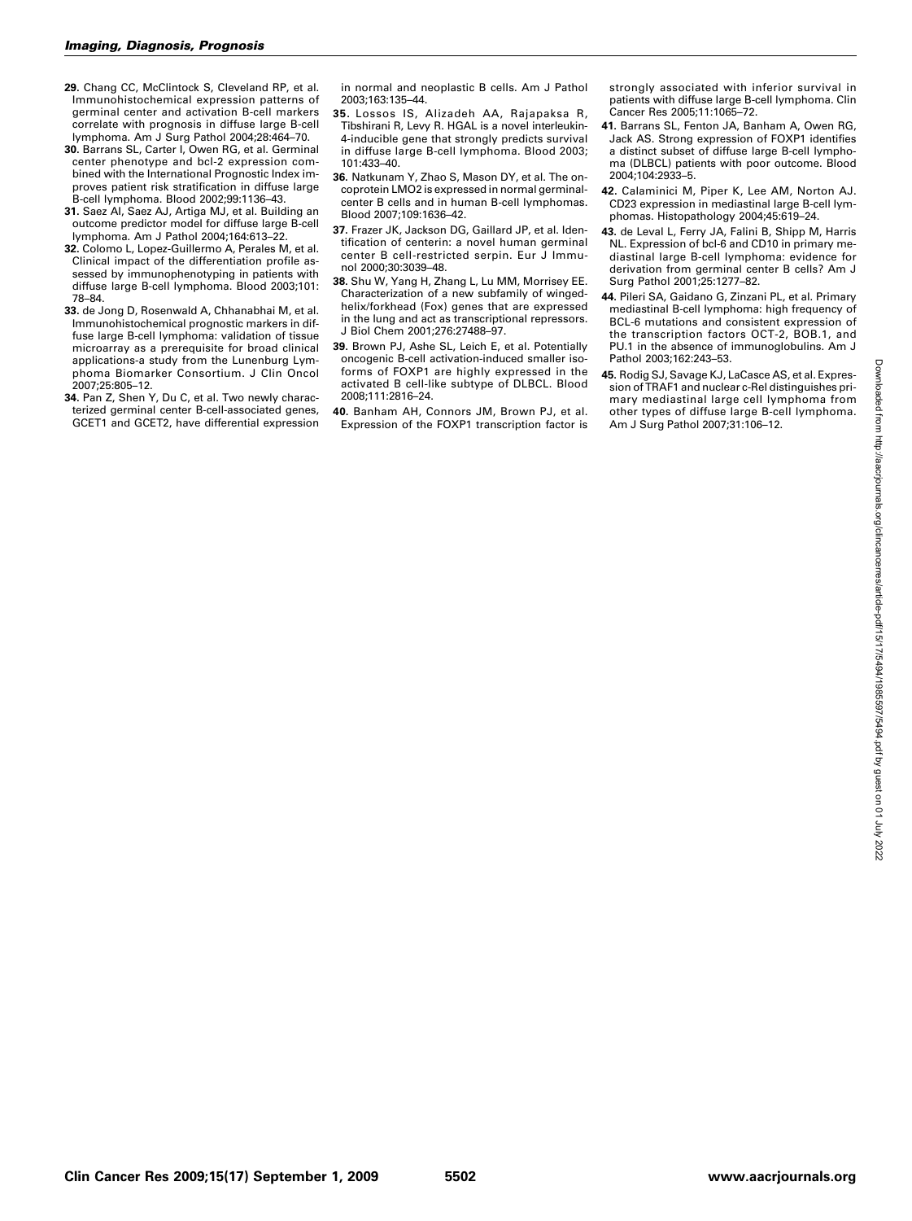29. Chang CC, McClintock S, Cleveland RP, et al. Immunohistochemical expression patterns of germinal center and activation B-cell markers correlate with prognosis in diffuse large B-cell lymphoma. Am J Surg Pathol 2004;28:464–70.

30. Barrans SL, Carter I, Owen RG, et al. Germinal center phenotype and bcl-2 expression combined with the International Prognostic Index improves patient risk stratification in diffuse large B-cell lymphoma. Blood 2002;99:1136–43.

31. Saez AI, Saez AJ, Artiga MJ, et al. Building an outcome predictor model for diffuse large B-cell lymphoma. Am J Pathol 2004;164:613–22.

32. Colomo L, Lopez-Guillermo A, Perales M, et al. Clinical impact of the differentiation profile assessed by immunophenotyping in patients with diffuse large B-cell lymphoma. Blood 2003;101:78–84.

33. de Jong D, Rosenwald A, Chhanabhai M, et al. Immunohistochemical prognostic markers in diffuse large B-cell lymphoma: validation of tissue microarray as a prerequisite for broad clinical applications-a study from the Lunenburg Lymphoma Biomarker Consortium. J Clin Oncol 2007;25:805–12.

34. Pan Z, Shen Y, Du C, et al. Two newly characterized germinal center B-cell-associated genes, GCET1 and GCET2, have differential expression in normal and neoplastic B cells. Am J Pathol 2003;163:135–44.

35. Lossos IS, Alizadeh AA, Rajapaksa R, Tibshirani R, Levy R. HGAL is a novel interleukin-4-inducible gene that strongly predicts survival in diffuse large B-cell lymphoma. Blood 2003;101:433–40.

36. Natkunam Y, Zhao S, Mason DY, et al. The oncoprotein LMO2 is expressed in normal germinal-center B cells and in human B-cell lymphomas. Blood 2007;109:1636–42.

37. Frazer JK, Jackson DG, Gaillard JP, et al. Identification of centerin: a novel human germinal center B cell-restricted serpin. Eur J Immunol 2000;30:3039–48.

38. Shu W, Yang H, Zhang L, Lu MM, Morrisey EE. Characterization of a new subfamily of winged-helix/forkhead (Fox) genes that are expressed in the lung and act as transcriptional repressors. J Biol Chem 2001;276:27488–97.

39. Brown PJ, Ashe SL, Leich E, et al. Potentially oncogenic B-cell activation-induced smaller isoforms of FOXP1 are highly expressed in the activated B cell-like subtype of DLBCL. Blood 2008;111:2816–24.

40. Banham AH, Connors JM, Brown PJ, et al. Expression of the FOXP1 transcription factor is strongly associated with inferior survival in patients with diffuse large B-cell lymphoma. Clin Cancer Res 2005;11:1065–72.

41. Barrans SL, Fenton JA, Banham A, Owen RG, Jack AS. Strong expression of FOXP1 identifies a distinct subset of diffuse large B-cell lymphoma (DLBCL) patients with poor outcome. Blood 2004;104:2933–5.

42. Calaminici M, Piper K, Lee AM, Norton AJ. CD23 expression in mediastinal large B-cell lymphomas. Histopathology 2004;45:619–24.

43. de Leval L, Ferry JA, Falini B, Shipp M, Harris NL. Expression of bcl-6 and CD10 in primary mediastinal large B-cell lymphoma: evidence for derivation from germinal center B cells? Am J Surg Pathol 2001;25:1277–82.

44. Pileri SA, Gaidano G, Zinzani PL, et al. Primary mediastinal B-cell lymphoma: high frequency of BCL-6 mutations and consistent expression of the transcription factors OCT-2, BOB.1, and PU.1 in the absence of immunoglobulins. Am J Pathol 2003;162:243–53.

45. Rodig SJ, Savage KJ, LaCasce AS, et al. Expression of TRAF1 and nuclear c-Rel distinguishes primary mediastinal large cell lymphoma from other types of diffuse large B-cell lymphoma. Am J Surg Pathol 2007;31:106–12.